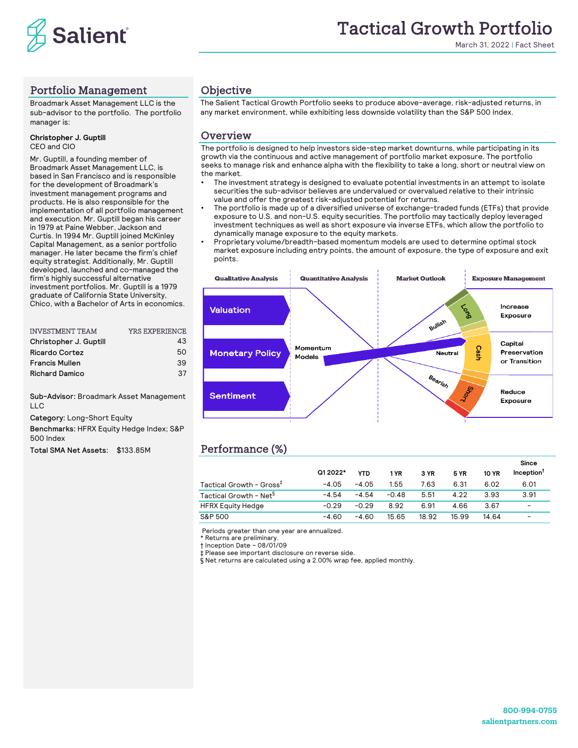# Tactical Growth Portfolio

March 31, 2022 | Fact Sheet

## Portfolio Management

Broadmark Asset Management LLC is the sub-advisor to the portfolio. The portfolio manager is:

**Christopher J. Guptill**
CEO and CIO

Mr. Guptill, a founding member of Broadmark Asset Management LLC, is based in San Francisco and is responsible for the development of Broadmark's investment management programs and products. He is also responsible for the implementation of all portfolio management and execution. Mr. Guptill began his career in 1979 at Paine Webber, Jackson and Curtis. In 1994 Mr. Guptill joined McKinley Capital Management, as a senior portfolio manager. He later became the firm's chief equity strategist. Additionally, Mr. Guptill developed, launched and co-managed the firm's highly successful alternative investment portfolios. Mr. Guptill is a 1979 graduate of California State University, Chico, with a Bachelor of Arts in economics.

| INVESTMENT TEAM | YRS EXPERIENCE |
|---|---|
| Christopher J. Guptill | 43 |
| Ricardo Cortez | 50 |
| Francis Mullen | 39 |
| Richard Damico | 37 |

**Sub-Advisor:** Broadmark Asset Management LLC

**Category:** Long-Short Equity

**Benchmarks:** HFRX Equity Hedge Index; S&P 500 Index

**Total SMA Net Assets:** $133.85M

## Objective

The Salient Tactical Growth Portfolio seeks to produce above-average, risk-adjusted returns, in any market environment, while exhibiting less downside volatility than the S&P 500 Index.

## Overview

The portfolio is designed to help investors side-step market downturns, while participating in its growth via the continuous and active management of portfolio market exposure. The portfolio seeks to manage risk and enhance alpha with the flexibility to take a long, short or neutral view on the market.

- The investment strategy is designed to evaluate potential investments in an attempt to isolate securities the sub-advisor believes are undervalued or overvalued relative to their intrinsic value and offer the greatest risk-adjusted potential for returns.
- The portfolio is made up of a diversified universe of exchange-traded funds (ETFs) that provide exposure to U.S. and non-U.S. equity securities. The portfolio may tactically deploy leveraged investment techniques as well as short exposure via inverse ETFs, which allow the portfolio to dynamically manage exposure to the equity markets.
- Proprietary volume/breadth-based momentum models are used to determine optimal stock market exposure including entry points, the amount of exposure, the type of exposure and exit points.

| Qualitative Analysis | Quantitative Analysis | Market Outlook | Exposure Management |
|---|---|---|---|
| Valuation | Momentum Models | Bullish – Long | Increase Exposure |
| Monetary Policy | | Neutral – Cash | Capital Preservation or Transition |
| Sentiment | | Bearish – Short | Reduce Exposure |

## Performance (%)

| | Q1 2022* | YTD | 1 YR | 3 YR | 5 YR | 10 YR | Since Inception† |
|---|---|---|---|---|---|---|---|
| Tactical Growth - Gross‡ | -4.05 | -4.05 | 1.55 | 7.63 | 6.31 | 6.02 | 6.01 |
| Tactical Growth - Net§ | -4.54 | -4.54 | -0.48 | 5.51 | 4.22 | 3.93 | 3.91 |
| HFRX Equity Hedge | -0.29 | -0.29 | 8.92 | 6.91 | 4.66 | 3.67 | - |
| S&P 500 | -4.60 | -4.60 | 15.65 | 18.92 | 15.99 | 14.64 | - |

Periods greater than one year are annualized.
* Returns are preliminary.
† Inception Date – 08/01/09
‡ Please see important disclosure on reverse side.
§ Net returns are calculated using a 2.00% wrap fee, applied monthly.

800-994-0755
salientpartners.com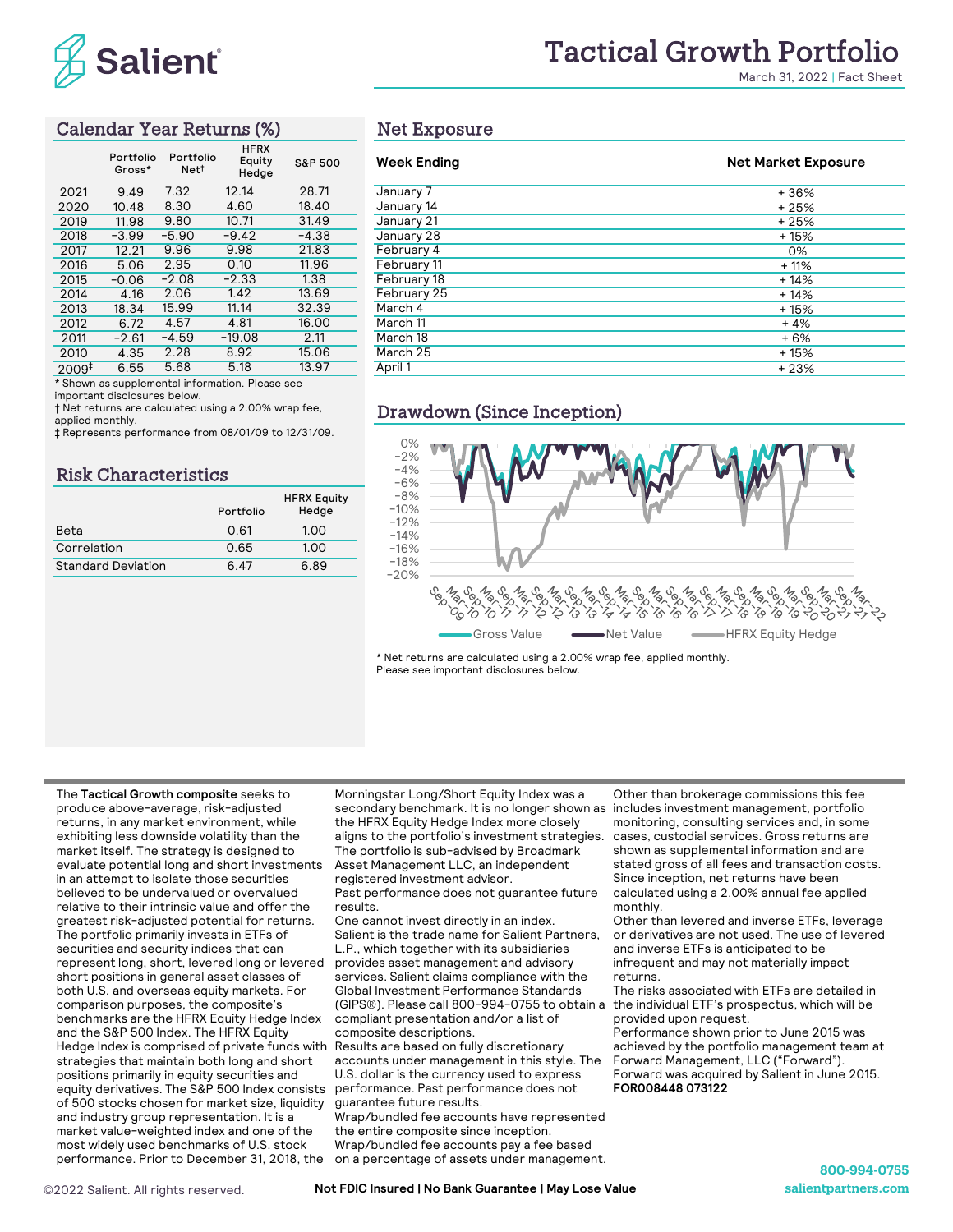# Tactical Growth Portfolio

March 31, 2022 | Fact Sheet

## Calendar Year Returns (%)

| | Portfolio Gross* | Portfolio Net† | HFRX Equity Hedge | S&P 500 |
|---|---|---|---|---|
| 2021 | 9.49 | 7.32 | 12.14 | 28.71 |
| 2020 | 10.48 | 8.30 | 4.60 | 18.40 |
| 2019 | 11.98 | 9.80 | 10.71 | 31.49 |
| 2018 | −3.99 | −5.90 | −9.42 | −4.38 |
| 2017 | 12.21 | 9.96 | 9.98 | 21.83 |
| 2016 | 5.06 | 2.95 | 0.10 | 11.96 |
| 2015 | −0.06 | −2.08 | −2.33 | 1.38 |
| 2014 | 4.16 | 2.06 | 1.42 | 13.69 |
| 2013 | 18.34 | 15.99 | 11.14 | 32.39 |
| 2012 | 6.72 | 4.57 | 4.81 | 16.00 |
| 2011 | −2.61 | −4.59 | −19.08 | 2.11 |
| 2010 | 4.35 | 2.28 | 8.92 | 15.06 |
| 2009‡ | 6.55 | 5.68 | 5.18 | 13.97 |

* Shown as supplemental information. Please see important disclosures below.

† Net returns are calculated using a 2.00% wrap fee, applied monthly.

‡ Represents performance from 08/01/09 to 12/31/09.

## Risk Characteristics

| | Portfolio | HFRX Equity Hedge |
|---|---|---|
| Beta | 0.61 | 1.00 |
| Correlation | 0.65 | 1.00 |
| Standard Deviation | 6.47 | 6.89 |

## Net Exposure

| Week Ending | Net Market Exposure |
|---|---|
| January 7 | + 36% |
| January 14 | + 25% |
| January 21 | + 25% |
| January 28 | + 15% |
| February 4 | 0% |
| February 11 | + 11% |
| February 18 | + 14% |
| February 25 | + 14% |
| March 4 | + 15% |
| March 11 | + 4% |
| March 18 | + 6% |
| March 25 | + 15% |
| April 1 | + 23% |

## Drawdown (Since Inception)

0%
-2%
-4%
-6%
-8%
-10%
-12%
-14%
-16%
-18%
-20%

Sep-09 Mar-10 Sep-10 Mar-11 Sep-11 Mar-12 Sep-12 Mar-13 Sep-13 Mar-14 Sep-14 Mar-15 Sep-15 Mar-16 Sep-16 Mar-17 Sep-17 Mar-18 Sep-18 Mar-19 Sep-19 Mar-20 Sep-20 Mar-21 Sep-21 Mar-22

Gross Value
Net Value
HFRX Equity Hedge

* Net returns are calculated using a 2.00% wrap fee, applied monthly. Please see important disclosures below.

The **Tactical Growth composite** seeks to produce above-average, risk-adjusted returns, in any market environment, while exhibiting less downside volatility than the market itself. The strategy is designed to evaluate potential long and short investments in an attempt to isolate those securities believed to be undervalued or overvalued relative to their intrinsic value and offer the greatest risk-adjusted potential for returns. The portfolio primarily invests in ETFs of securities and security indices that can represent long, short, levered long or levered short positions in general asset classes of both U.S. and overseas equity markets. For comparison purposes, the composite's benchmarks are the HFRX Equity Hedge Index and the S&P 500 Index. The HFRX Equity Hedge Index is comprised of private funds with strategies that maintain both long and short positions primarily in equity securities and equity derivatives. The S&P 500 Index consists of 500 stocks chosen for market size, liquidity and industry group representation. It is a market value-weighted index and one of the most widely used benchmarks of U.S. stock performance. Prior to December 31, 2018, the Morningstar Long/Short Equity Index was a secondary benchmark. It is no longer shown as the HFRX Equity Hedge Index more closely aligns to the portfolio's investment strategies. The portfolio is sub-advised by Broadmark Asset Management LLC, an independent registered investment advisor.

Past performance does not guarantee future results.

One cannot invest directly in an index.

Salient is the trade name for Salient Partners, L.P., which together with its subsidiaries provides asset management and advisory services. Salient claims compliance with the Global Investment Performance Standards (GIPS®). Please call 800-994-0755 to obtain a compliant presentation and/or a list of composite descriptions.

Results are based on fully discretionary accounts under management in this style. The U.S. dollar is the currency used to express performance. Past performance does not guarantee future results.

Wrap/bundled fee accounts have represented the entire composite since inception.

Wrap/bundled fee accounts pay a fee based on a percentage of assets under management. Other than brokerage commissions this fee includes investment management, portfolio monitoring, consulting services and, in some cases, custodial services. Gross returns are shown as supplemental information and are stated gross of all fees and transaction costs. Since inception, net returns have been calculated using a 2.00% annual fee applied monthly.

Other than levered and inverse ETFs, leverage or derivatives are not used. The use of levered and inverse ETFs is anticipated to be infrequent and may not materially impact returns.

The risks associated with ETFs are detailed in the individual ETF's prospectus, which will be provided upon request.

Performance shown prior to June 2015 was achieved by the portfolio management team at Forward Management, LLC ("Forward"). Forward was acquired by Salient in June 2015.

**FOR008448 073122**

©2022 Salient. All rights reserved.

**Not FDIC Insured | No Bank Guarantee | May Lose Value**

**800-994-0755**
**salientpartners.com**